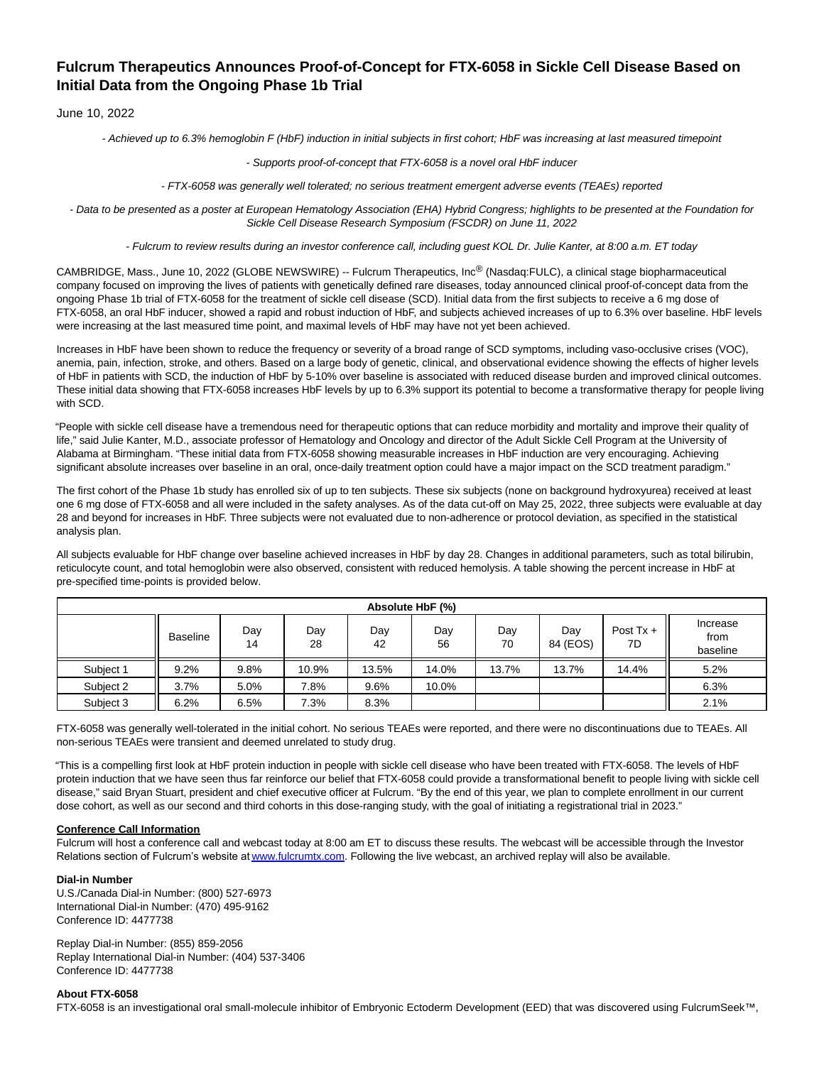# Fulcrum Therapeutics Announces Proof-of-Concept for FTX-6058 in Sickle Cell Disease Based on Initial Data from the Ongoing Phase 1b Trial

June 10, 2022

*- Achieved up to 6.3% hemoglobin F (HbF) induction in initial subjects in first cohort; HbF was increasing at last measured timepoint*

*- Supports proof-of-concept that FTX-6058 is a novel oral HbF inducer*

*- FTX-6058 was generally well tolerated; no serious treatment emergent adverse events (TEAEs) reported*

*- Data to be presented as a poster at European Hematology Association (EHA) Hybrid Congress; highlights to be presented at the Foundation for Sickle Cell Disease Research Symposium (FSCDR) on June 11, 2022*

*- Fulcrum to review results during an investor conference call, including guest KOL Dr. Julie Kanter, at 8:00 a.m. ET today*

CAMBRIDGE, Mass., June 10, 2022 (GLOBE NEWSWIRE) -- Fulcrum Therapeutics, Inc® (Nasdaq:FULC), a clinical stage biopharmaceutical company focused on improving the lives of patients with genetically defined rare diseases, today announced clinical proof-of-concept data from the ongoing Phase 1b trial of FTX-6058 for the treatment of sickle cell disease (SCD). Initial data from the first subjects to receive a 6 mg dose of FTX-6058, an oral HbF inducer, showed a rapid and robust induction of HbF, and subjects achieved increases of up to 6.3% over baseline. HbF levels were increasing at the last measured time point, and maximal levels of HbF may have not yet been achieved.

Increases in HbF have been shown to reduce the frequency or severity of a broad range of SCD symptoms, including vaso-occlusive crises (VOC), anemia, pain, infection, stroke, and others. Based on a large body of genetic, clinical, and observational evidence showing the effects of higher levels of HbF in patients with SCD, the induction of HbF by 5-10% over baseline is associated with reduced disease burden and improved clinical outcomes. These initial data showing that FTX-6058 increases HbF levels by up to 6.3% support its potential to become a transformative therapy for people living with SCD.

"People with sickle cell disease have a tremendous need for therapeutic options that can reduce morbidity and mortality and improve their quality of life," said Julie Kanter, M.D., associate professor of Hematology and Oncology and director of the Adult Sickle Cell Program at the University of Alabama at Birmingham. "These initial data from FTX-6058 showing measurable increases in HbF induction are very encouraging. Achieving significant absolute increases over baseline in an oral, once-daily treatment option could have a major impact on the SCD treatment paradigm."

The first cohort of the Phase 1b study has enrolled six of up to ten subjects. These six subjects (none on background hydroxyurea) received at least one 6 mg dose of FTX-6058 and all were included in the safety analyses. As of the data cut-off on May 25, 2022, three subjects were evaluable at day 28 and beyond for increases in HbF. Three subjects were not evaluated due to non-adherence or protocol deviation, as specified in the statistical analysis plan.

All subjects evaluable for HbF change over baseline achieved increases in HbF by day 28. Changes in additional parameters, such as total bilirubin, reticulocyte count, and total hemoglobin were also observed, consistent with reduced hemolysis. A table showing the percent increase in HbF at pre-specified time-points is provided below.

| Absolute HbF (%) | | | | | | | | | |
|---|---|---|---|---|---|---|---|---|---|
| | Baseline | Day 14 | Day 28 | Day 42 | Day 56 | Day 70 | Day 84 (EOS) | Post Tx + 7D | Increase from baseline |
| Subject 1 | 9.2% | 9.8% | 10.9% | 13.5% | 14.0% | 13.7% | 13.7% | 14.4% | 5.2% |
| Subject 2 | 3.7% | 5.0% | 7.8% | 9.6% | 10.0% | | | | 6.3% |
| Subject 3 | 6.2% | 6.5% | 7.3% | 8.3% | | | | | 2.1% |

FTX-6058 was generally well-tolerated in the initial cohort. No serious TEAEs were reported, and there were no discontinuations due to TEAEs. All non-serious TEAEs were transient and deemed unrelated to study drug.

"This is a compelling first look at HbF protein induction in people with sickle cell disease who have been treated with FTX-6058. The levels of HbF protein induction that we have seen thus far reinforce our belief that FTX-6058 could provide a transformational benefit to people living with sickle cell disease," said Bryan Stuart, president and chief executive officer at Fulcrum. "By the end of this year, we plan to complete enrollment in our current dose cohort, as well as our second and third cohorts in this dose-ranging study, with the goal of initiating a registrational trial in 2023."

**Conference Call Information**

Fulcrum will host a conference call and webcast today at 8:00 am ET to discuss these results. The webcast will be accessible through the Investor Relations section of Fulcrum's website at www.fulcrumtx.com. Following the live webcast, an archived replay will also be available.

**Dial-in Number**

U.S./Canada Dial-in Number: (800) 527-6973
International Dial-in Number: (470) 495-9162
Conference ID: 4477738

Replay Dial-in Number: (855) 859-2056
Replay International Dial-in Number: (404) 537-3406
Conference ID: 4477738

**About FTX-6058**

FTX-6058 is an investigational oral small-molecule inhibitor of Embryonic Ectoderm Development (EED) that was discovered using FulcrumSeek™,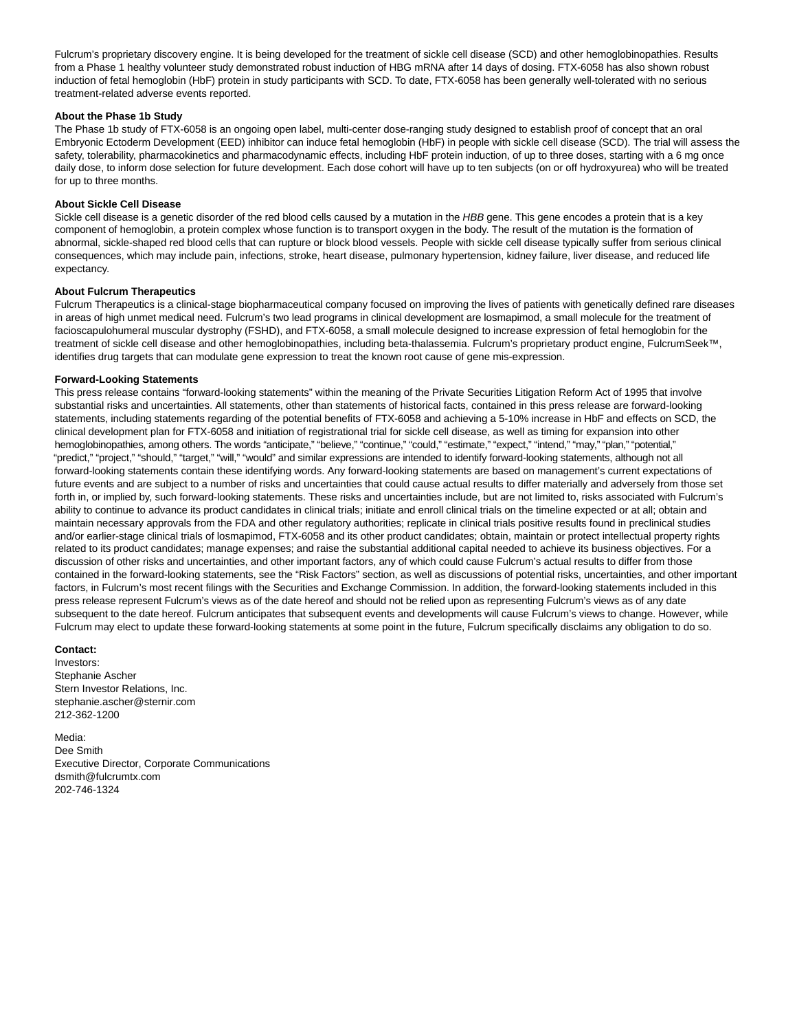Fulcrum's proprietary discovery engine. It is being developed for the treatment of sickle cell disease (SCD) and other hemoglobinopathies. Results from a Phase 1 healthy volunteer study demonstrated robust induction of HBG mRNA after 14 days of dosing. FTX-6058 has also shown robust induction of fetal hemoglobin (HbF) protein in study participants with SCD. To date, FTX-6058 has been generally well-tolerated with no serious treatment-related adverse events reported.

**About the Phase 1b Study**

The Phase 1b study of FTX-6058 is an ongoing open label, multi-center dose-ranging study designed to establish proof of concept that an oral Embryonic Ectoderm Development (EED) inhibitor can induce fetal hemoglobin (HbF) in people with sickle cell disease (SCD). The trial will assess the safety, tolerability, pharmacokinetics and pharmacodynamic effects, including HbF protein induction, of up to three doses, starting with a 6 mg once daily dose, to inform dose selection for future development. Each dose cohort will have up to ten subjects (on or off hydroxyurea) who will be treated for up to three months.

**About Sickle Cell Disease**

Sickle cell disease is a genetic disorder of the red blood cells caused by a mutation in the *HBB* gene. This gene encodes a protein that is a key component of hemoglobin, a protein complex whose function is to transport oxygen in the body. The result of the mutation is the formation of abnormal, sickle-shaped red blood cells that can rupture or block blood vessels. People with sickle cell disease typically suffer from serious clinical consequences, which may include pain, infections, stroke, heart disease, pulmonary hypertension, kidney failure, liver disease, and reduced life expectancy.

**About Fulcrum Therapeutics**

Fulcrum Therapeutics is a clinical-stage biopharmaceutical company focused on improving the lives of patients with genetically defined rare diseases in areas of high unmet medical need. Fulcrum's two lead programs in clinical development are losmapimod, a small molecule for the treatment of facioscapulohumeral muscular dystrophy (FSHD), and FTX-6058, a small molecule designed to increase expression of fetal hemoglobin for the treatment of sickle cell disease and other hemoglobinopathies, including beta-thalassemia. Fulcrum's proprietary product engine, FulcrumSeek™, identifies drug targets that can modulate gene expression to treat the known root cause of gene mis-expression.

**Forward-Looking Statements**

This press release contains "forward-looking statements" within the meaning of the Private Securities Litigation Reform Act of 1995 that involve substantial risks and uncertainties. All statements, other than statements of historical facts, contained in this press release are forward-looking statements, including statements regarding of the potential benefits of FTX-6058 and achieving a 5-10% increase in HbF and effects on SCD, the clinical development plan for FTX-6058 and initiation of registrational trial for sickle cell disease, as well as timing for expansion into other hemoglobinopathies, among others. The words "anticipate," "believe," "continue," "could," "estimate," "expect," "intend," "may," "plan," "potential," "predict," "project," "should," "target," "will," "would" and similar expressions are intended to identify forward-looking statements, although not all forward-looking statements contain these identifying words. Any forward-looking statements are based on management's current expectations of future events and are subject to a number of risks and uncertainties that could cause actual results to differ materially and adversely from those set forth in, or implied by, such forward-looking statements. These risks and uncertainties include, but are not limited to, risks associated with Fulcrum's ability to continue to advance its product candidates in clinical trials; initiate and enroll clinical trials on the timeline expected or at all; obtain and maintain necessary approvals from the FDA and other regulatory authorities; replicate in clinical trials positive results found in preclinical studies and/or earlier-stage clinical trials of losmapimod, FTX-6058 and its other product candidates; obtain, maintain or protect intellectual property rights related to its product candidates; manage expenses; and raise the substantial additional capital needed to achieve its business objectives. For a discussion of other risks and uncertainties, and other important factors, any of which could cause Fulcrum's actual results to differ from those contained in the forward-looking statements, see the "Risk Factors" section, as well as discussions of potential risks, uncertainties, and other important factors, in Fulcrum's most recent filings with the Securities and Exchange Commission. In addition, the forward-looking statements included in this press release represent Fulcrum's views as of the date hereof and should not be relied upon as representing Fulcrum's views as of any date subsequent to the date hereof. Fulcrum anticipates that subsequent events and developments will cause Fulcrum's views to change. However, while Fulcrum may elect to update these forward-looking statements at some point in the future, Fulcrum specifically disclaims any obligation to do so.

**Contact:**

Investors:
Stephanie Ascher
Stern Investor Relations, Inc.
stephanie.ascher@sternir.com
212-362-1200

Media:
Dee Smith
Executive Director, Corporate Communications
dsmith@fulcrumtx.com
202-746-1324